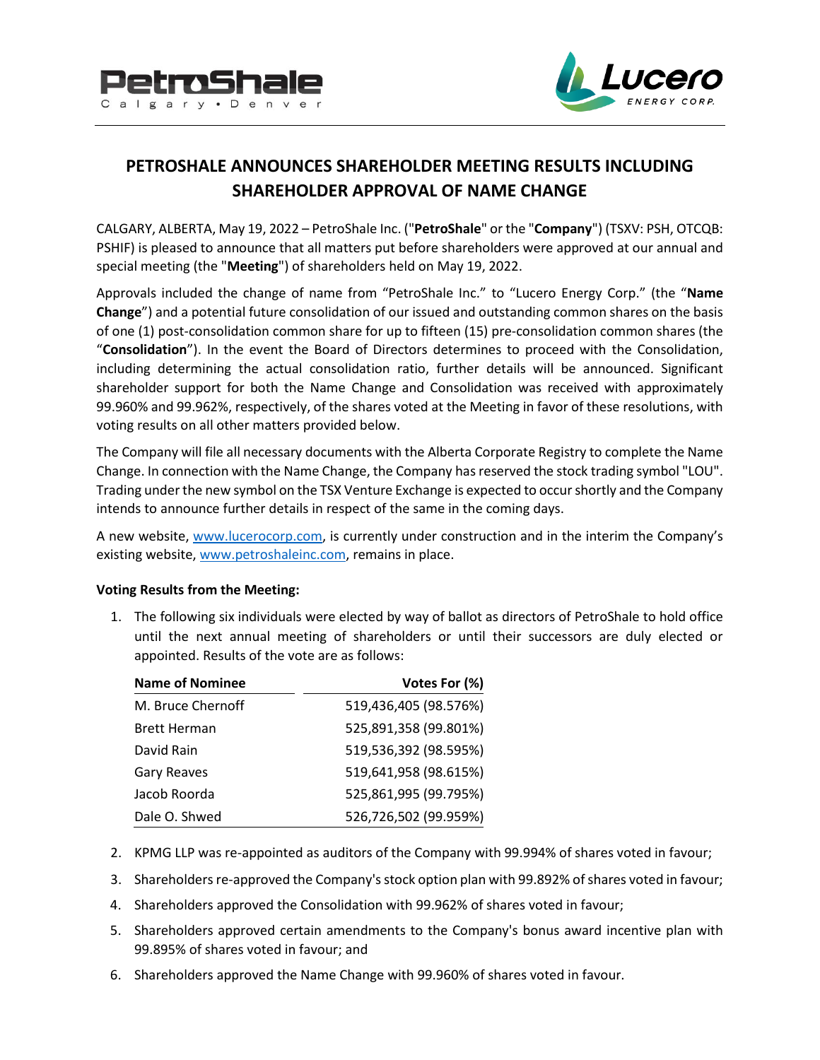# PETROSHALE ANNOUNCES SHAREHOLDER MEETING RESULTS INCLUDING SHAREHOLDER APPROVAL OF NAME CHANGE

CALGARY, ALBERTA, May 19, 2022 – PetroShale Inc. ("**PetroShale**" or the "**Company**") (TSXV: PSH, OTCQB: PSHIF) is pleased to announce that all matters put before shareholders were approved at our annual and special meeting (the "**Meeting**") of shareholders held on May 19, 2022.

Approvals included the change of name from "PetroShale Inc." to "Lucero Energy Corp." (the "**Name Change**") and a potential future consolidation of our issued and outstanding common shares on the basis of one (1) post-consolidation common share for up to fifteen (15) pre-consolidation common shares (the "**Consolidation**"). In the event the Board of Directors determines to proceed with the Consolidation, including determining the actual consolidation ratio, further details will be announced. Significant shareholder support for both the Name Change and Consolidation was received with approximately 99.960% and 99.962%, respectively, of the shares voted at the Meeting in favor of these resolutions, with voting results on all other matters provided below.

The Company will file all necessary documents with the Alberta Corporate Registry to complete the Name Change. In connection with the Name Change, the Company has reserved the stock trading symbol "LOU". Trading under the new symbol on the TSX Venture Exchange is expected to occur shortly and the Company intends to announce further details in respect of the same in the coming days.

A new website, www.lucerocorp.com, is currently under construction and in the interim the Company's existing website, www.petroshaleinc.com, remains in place.

**Voting Results from the Meeting:**

1. The following six individuals were elected by way of ballot as directors of PetroShale to hold office until the next annual meeting of shareholders or until their successors are duly elected or appointed. Results of the vote are as follows:

| Name of Nominee | Votes For (%) |
|---|---|
| M. Bruce Chernoff | 519,436,405 (98.576%) |
| Brett Herman | 525,891,358 (99.801%) |
| David Rain | 519,536,392 (98.595%) |
| Gary Reaves | 519,641,958 (98.615%) |
| Jacob Roorda | 525,861,995 (99.795%) |
| Dale O. Shwed | 526,726,502 (99.959%) |

2. KPMG LLP was re-appointed as auditors of the Company with 99.994% of shares voted in favour;
3. Shareholders re-approved the Company's stock option plan with 99.892% of shares voted in favour;
4. Shareholders approved the Consolidation with 99.962% of shares voted in favour;
5. Shareholders approved certain amendments to the Company's bonus award incentive plan with 99.895% of shares voted in favour; and
6. Shareholders approved the Name Change with 99.960% of shares voted in favour.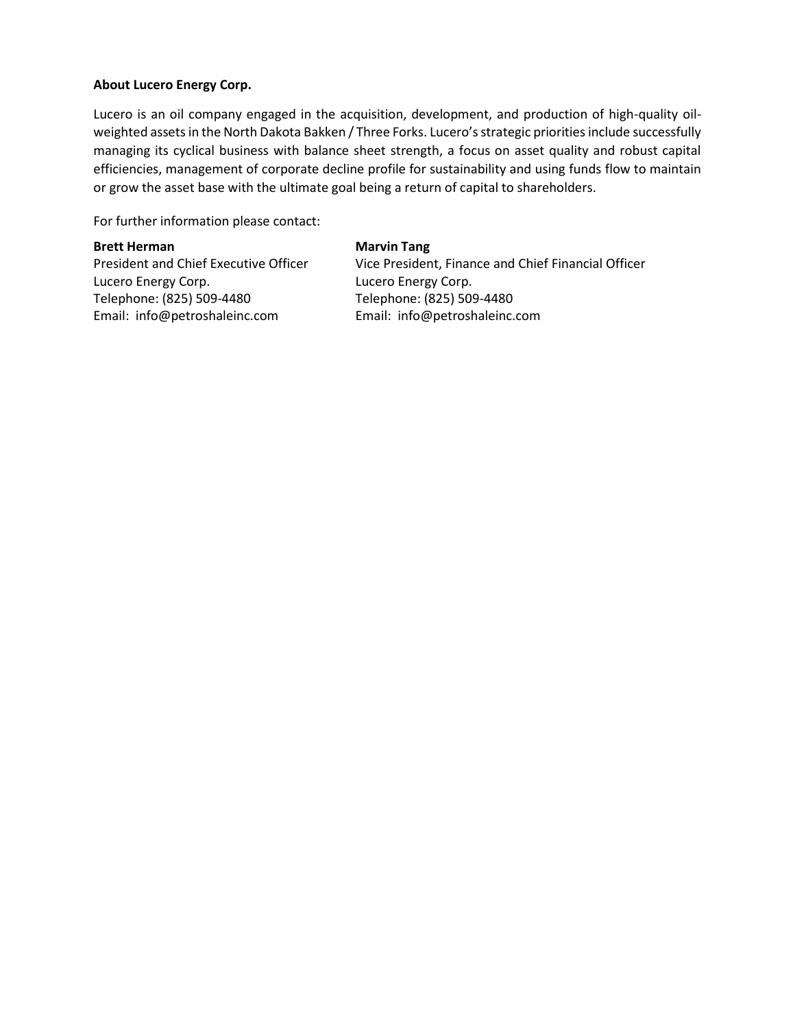**About Lucero Energy Corp.**

Lucero is an oil company engaged in the acquisition, development, and production of high-quality oil-weighted assets in the North Dakota Bakken / Three Forks. Lucero's strategic priorities include successfully managing its cyclical business with balance sheet strength, a focus on asset quality and robust capital efficiencies, management of corporate decline profile for sustainability and using funds flow to maintain or grow the asset base with the ultimate goal being a return of capital to shareholders.

For further information please contact:

**Brett Herman**
President and Chief Executive Officer
Lucero Energy Corp.
Telephone: (825) 509-4480
Email: info@petroshaleinc.com

**Marvin Tang**
Vice President, Finance and Chief Financial Officer
Lucero Energy Corp.
Telephone: (825) 509-4480
Email: info@petroshaleinc.com